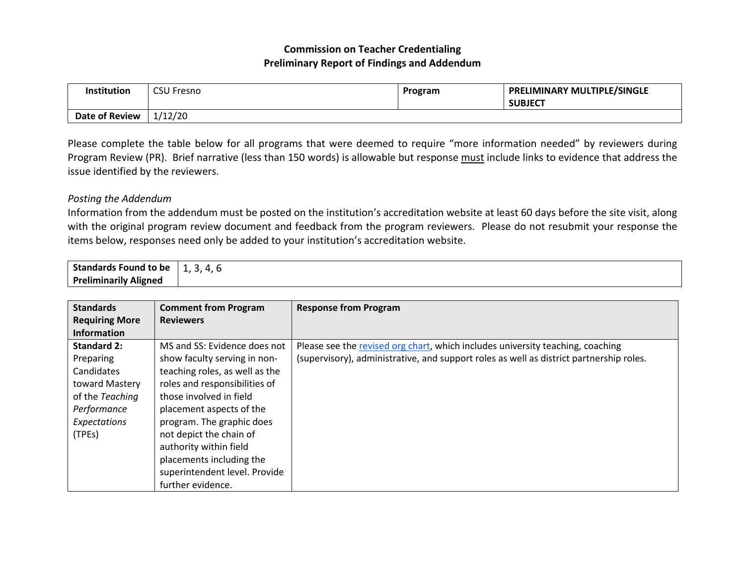**Commission on Teacher Credentialing**
**Preliminary Report of Findings and Addendum**

| Institution | CSU Fresno | Program | PRELIMINARY MULTIPLE/SINGLE SUBJECT |
|---|---|---|---|
| **Date of Review** | 1/12/20 | | |

Please complete the table below for all programs that were deemed to require "more information needed" by reviewers during Program Review (PR). Brief narrative (less than 150 words) is allowable but response must include links to evidence that address the issue identified by the reviewers.

*Posting the Addendum*

Information from the addendum must be posted on the institution's accreditation website at least 60 days before the site visit, along with the original program review document and feedback from the program reviewers. Please do not resubmit your response the items below, responses need only be added to your institution's accreditation website.

| Standards Found to be Preliminarily Aligned | 1, 3, 4, 6 |
|---|---|

| Standards Requiring More Information | Comment from Program Reviewers | Response from Program |
|---|---|---|
| **Standard 2:** Preparing Candidates toward Mastery of the *Teaching Performance Expectations* (TPEs) | MS and SS: Evidence does not show faculty serving in non-teaching roles, as well as the roles and responsibilities of those involved in field placement aspects of the program. The graphic does not depict the chain of authority within field placements including the superintendent level. Provide further evidence. | Please see the revised org chart, which includes university teaching, coaching (supervisory), administrative, and support roles as well as district partnership roles. |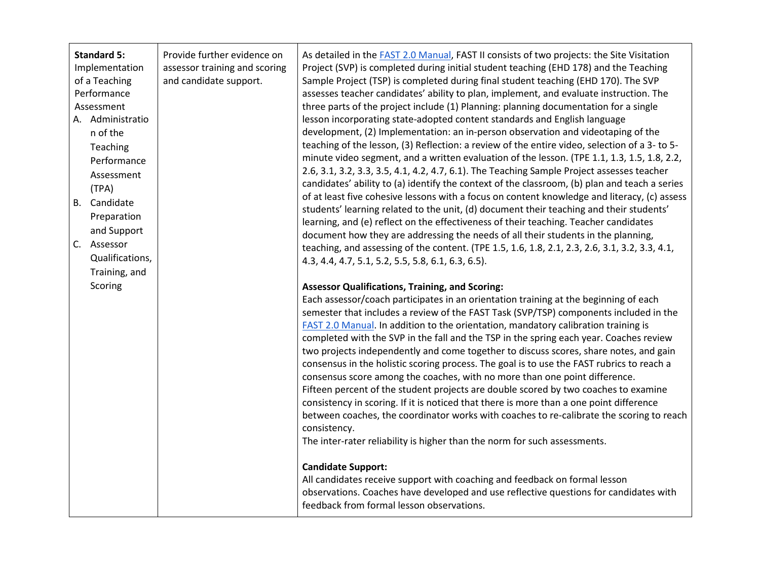| | | |
|---|---|---|
| **Standard 5:** Implementation of a Teaching Performance Assessment<br>A. Administration of the Teaching Performance Assessment (TPA)<br>B. Candidate Preparation and Support<br>C. Assessor Qualifications, Training, and Scoring | Provide further evidence on assessor training and scoring and candidate support. | As detailed in the FAST 2.0 Manual, FAST II consists of two projects: the Site Visitation Project (SVP) is completed during initial student teaching (EHD 178) and the Teaching Sample Project (TSP) is completed during final student teaching (EHD 170). The SVP assesses teacher candidates' ability to plan, implement, and evaluate instruction. The three parts of the project include (1) Planning: planning documentation for a single lesson incorporating state-adopted content standards and English language development, (2) Implementation: an in-person observation and videotaping of the teaching of the lesson, (3) Reflection: a review of the entire video, selection of a 3- to 5-minute video segment, and a written evaluation of the lesson. (TPE 1.1, 1.3, 1.5, 1.8, 2.2, 2.6, 3.1, 3.2, 3.3, 3.5, 4.1, 4.2, 4.7, 6.1). The Teaching Sample Project assesses teacher candidates' ability to (a) identify the context of the classroom, (b) plan and teach a series of at least five cohesive lessons with a focus on content knowledge and literacy, (c) assess students' learning related to the unit, (d) document their teaching and their students' learning, and (e) reflect on the effectiveness of their teaching. Teacher candidates document how they are addressing the needs of all their students in the planning, teaching, and assessing of the content. (TPE 1.5, 1.6, 1.8, 2.1, 2.3, 2.6, 3.1, 3.2, 3.3, 4.1, 4.3, 4.4, 4.7, 5.1, 5.2, 5.5, 5.8, 6.1, 6.3, 6.5).<br><br>**Assessor Qualifications, Training, and Scoring:**<br>Each assessor/coach participates in an orientation training at the beginning of each semester that includes a review of the FAST Task (SVP/TSP) components included in the FAST 2.0 Manual. In addition to the orientation, mandatory calibration training is completed with the SVP in the fall and the TSP in the spring each year. Coaches review two projects independently and come together to discuss scores, share notes, and gain consensus in the holistic scoring process. The goal is to use the FAST rubrics to reach a consensus score among the coaches, with no more than one point difference.<br>Fifteen percent of the student projects are double scored by two coaches to examine consistency in scoring. If it is noticed that there is more than a one point difference between coaches, the coordinator works with coaches to re-calibrate the scoring to reach consistency.<br>The inter-rater reliability is higher than the norm for such assessments.<br><br>**Candidate Support:**<br>All candidates receive support with coaching and feedback on formal lesson observations. Coaches have developed and use reflective questions for candidates with feedback from formal lesson observations. |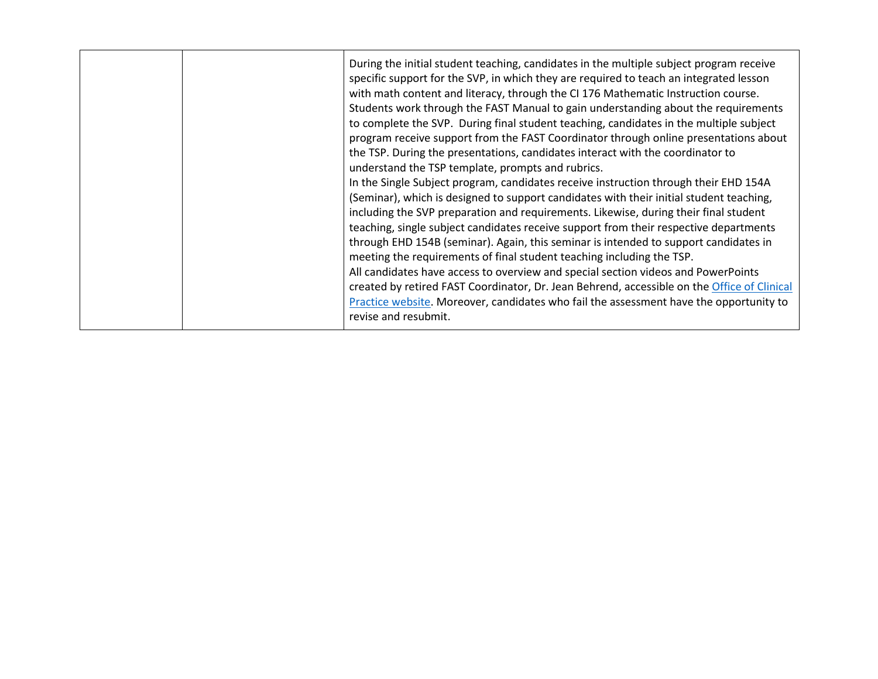| | | |
|---|---|---|
| | | During the initial student teaching, candidates in the multiple subject program receive specific support for the SVP, in which they are required to teach an integrated lesson with math content and literacy, through the CI 176 Mathematic Instruction course. Students work through the FAST Manual to gain understanding about the requirements to complete the SVP. During final student teaching, candidates in the multiple subject program receive support from the FAST Coordinator through online presentations about the TSP. During the presentations, candidates interact with the coordinator to understand the TSP template, prompts and rubrics.<br>In the Single Subject program, candidates receive instruction through their EHD 154A (Seminar), which is designed to support candidates with their initial student teaching, including the SVP preparation and requirements. Likewise, during their final student teaching, single subject candidates receive support from their respective departments through EHD 154B (seminar). Again, this seminar is intended to support candidates in meeting the requirements of final student teaching including the TSP.<br>All candidates have access to overview and special section videos and PowerPoints created by retired FAST Coordinator, Dr. Jean Behrend, accessible on the Office of Clinical Practice website. Moreover, candidates who fail the assessment have the opportunity to revise and resubmit. |